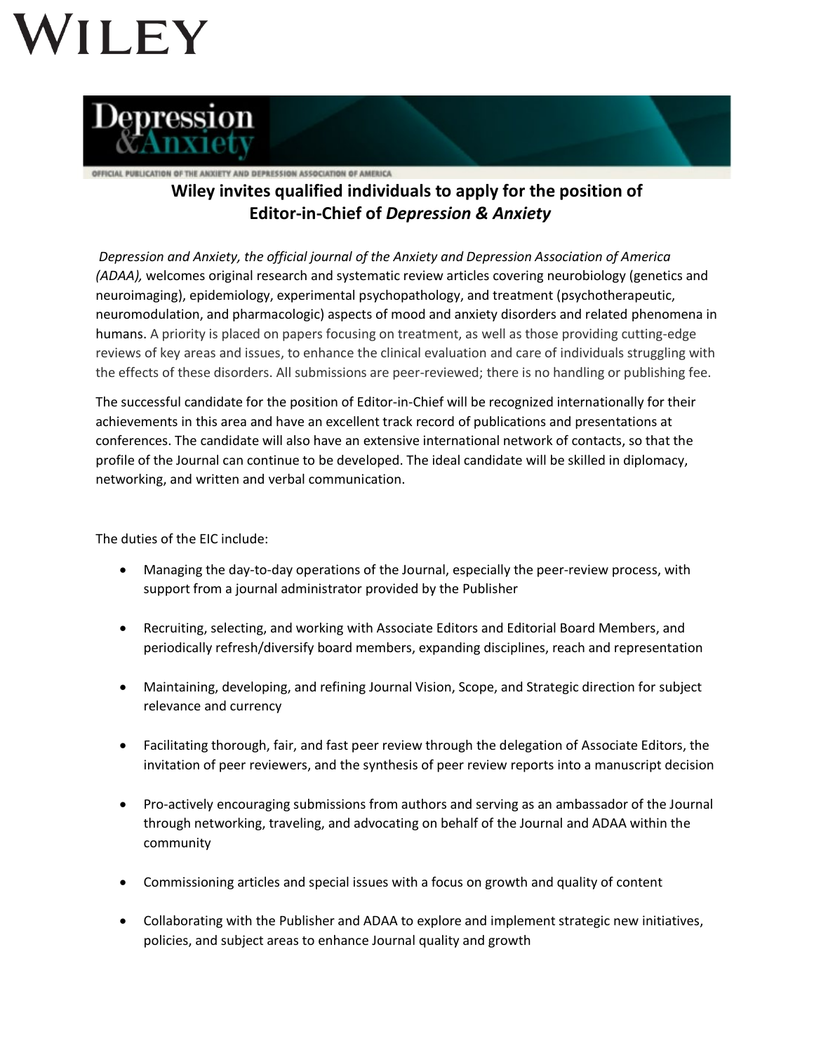WILEY

Depression & Anxiety

OFFICIAL PUBLICATION OF THE ANXIETY AND DEPRESSION ASSOCIATION OF AMERICA

## Wiley invites qualified individuals to apply for the position of Editor-in-Chief of *Depression & Anxiety*

*Depression and Anxiety, the official journal of the Anxiety and Depression Association of America (ADAA),* welcomes original research and systematic review articles covering neurobiology (genetics and neuroimaging), epidemiology, experimental psychopathology, and treatment (psychotherapeutic, neuromodulation, and pharmacologic) aspects of mood and anxiety disorders and related phenomena in humans. A priority is placed on papers focusing on treatment, as well as those providing cutting-edge reviews of key areas and issues, to enhance the clinical evaluation and care of individuals struggling with the effects of these disorders. All submissions are peer-reviewed; there is no handling or publishing fee.

The successful candidate for the position of Editor-in-Chief will be recognized internationally for their achievements in this area and have an excellent track record of publications and presentations at conferences. The candidate will also have an extensive international network of contacts, so that the profile of the Journal can continue to be developed. The ideal candidate will be skilled in diplomacy, networking, and written and verbal communication.

The duties of the EIC include:

- Managing the day-to-day operations of the Journal, especially the peer-review process, with support from a journal administrator provided by the Publisher
- Recruiting, selecting, and working with Associate Editors and Editorial Board Members, and periodically refresh/diversify board members, expanding disciplines, reach and representation
- Maintaining, developing, and refining Journal Vision, Scope, and Strategic direction for subject relevance and currency
- Facilitating thorough, fair, and fast peer review through the delegation of Associate Editors, the invitation of peer reviewers, and the synthesis of peer review reports into a manuscript decision
- Pro-actively encouraging submissions from authors and serving as an ambassador of the Journal through networking, traveling, and advocating on behalf of the Journal and ADAA within the community
- Commissioning articles and special issues with a focus on growth and quality of content
- Collaborating with the Publisher and ADAA to explore and implement strategic new initiatives, policies, and subject areas to enhance Journal quality and growth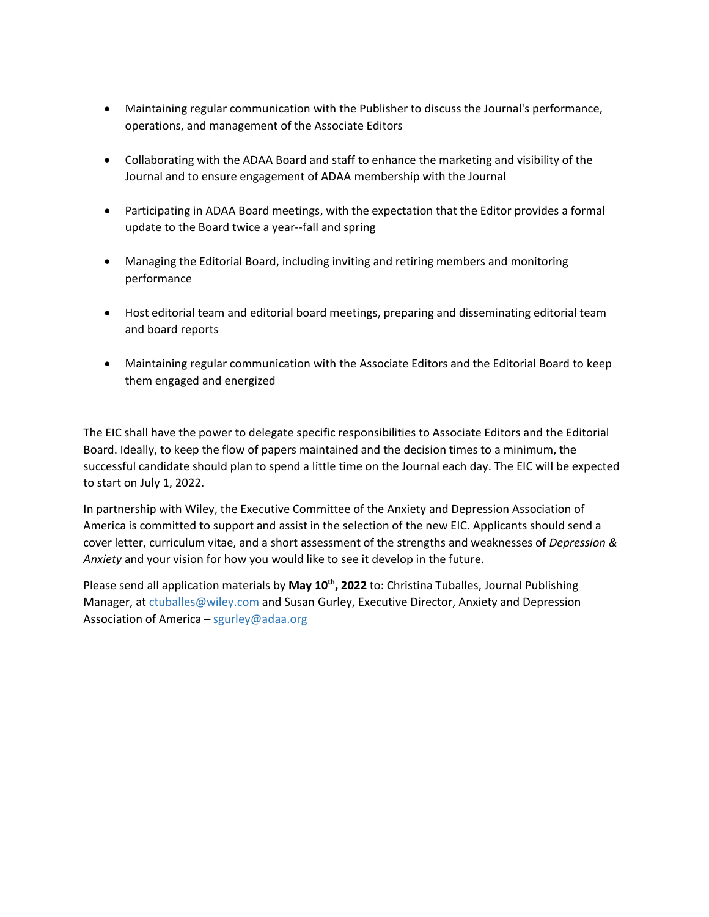- Maintaining regular communication with the Publisher to discuss the Journal's performance, operations, and management of the Associate Editors
- Collaborating with the ADAA Board and staff to enhance the marketing and visibility of the Journal and to ensure engagement of ADAA membership with the Journal
- Participating in ADAA Board meetings, with the expectation that the Editor provides a formal update to the Board twice a year--fall and spring
- Managing the Editorial Board, including inviting and retiring members and monitoring performance
- Host editorial team and editorial board meetings, preparing and disseminating editorial team and board reports
- Maintaining regular communication with the Associate Editors and the Editorial Board to keep them engaged and energized

The EIC shall have the power to delegate specific responsibilities to Associate Editors and the Editorial Board. Ideally, to keep the flow of papers maintained and the decision times to a minimum, the successful candidate should plan to spend a little time on the Journal each day. The EIC will be expected to start on July 1, 2022.

In partnership with Wiley, the Executive Committee of the Anxiety and Depression Association of America is committed to support and assist in the selection of the new EIC. Applicants should send a cover letter, curriculum vitae, and a short assessment of the strengths and weaknesses of *Depression & Anxiety* and your vision for how you would like to see it develop in the future.

Please send all application materials by **May 10th, 2022** to: Christina Tuballes, Journal Publishing Manager, at ctuballes@wiley.com and Susan Gurley, Executive Director, Anxiety and Depression Association of America – sgurley@adaa.org